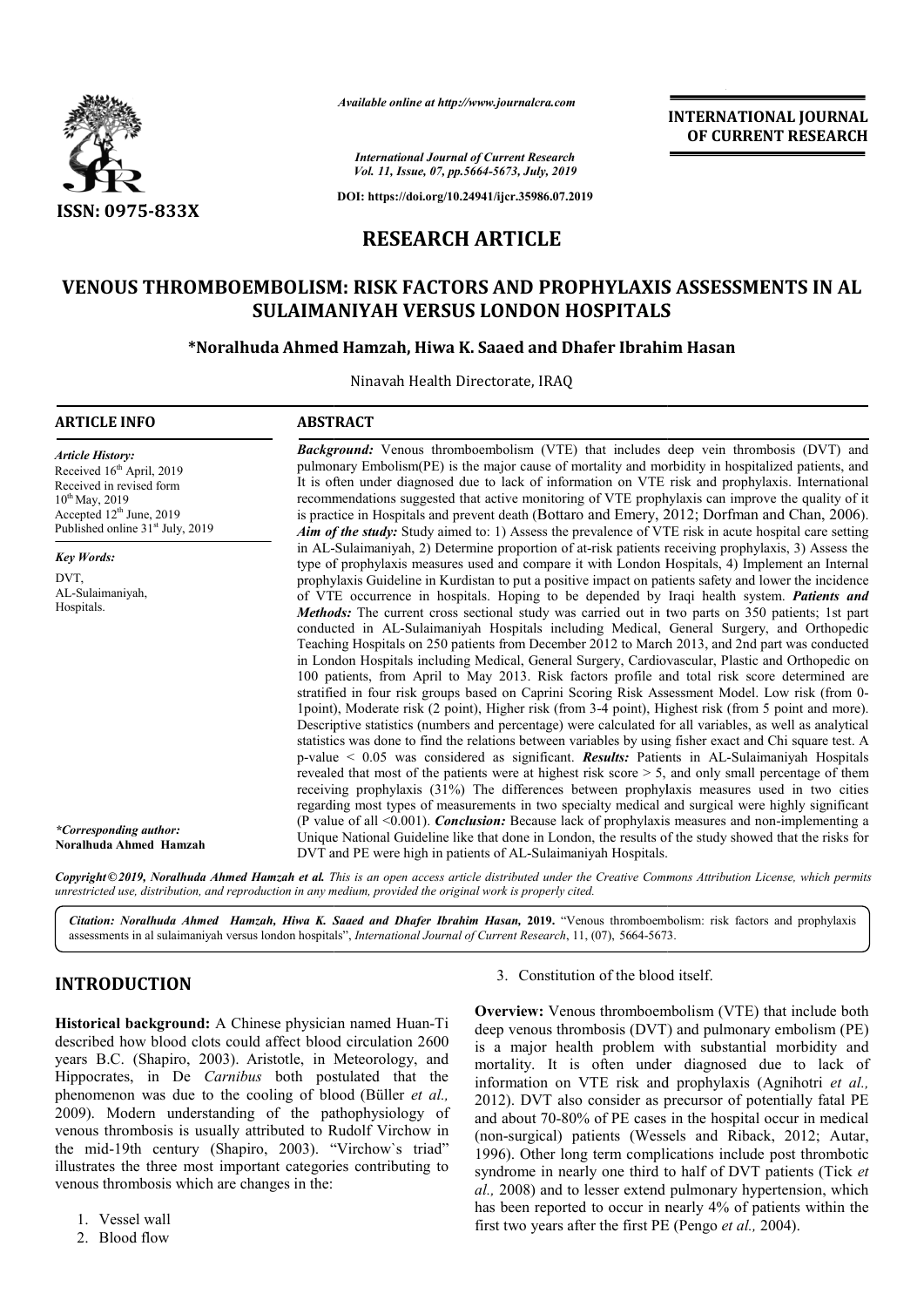*Available online at http://www.journalcra.com*

*International Journal of Current Research*
*Vol. 11, Issue, 07, pp.5664-5673, July, 2019*

**DOI: https://doi.org/10.24941/ijcr.35986.07.2019**

**INTERNATIONAL JOURNAL OF CURRENT RESEARCH**

**ISSN: 0975-833X**

# RESEARCH ARTICLE

# VENOUS THROMBOEMBOLISM: RISK FACTORS AND PROPHYLAXIS ASSESSMENTS IN AL SULAIMANIYAH VERSUS LONDON HOSPITALS

**\*Noralhuda Ahmed Hamzah, Hiwa K. Saaed and Dhafer Ibrahim Hasan**

Ninavah Health Directorate, IRAQ

## ARTICLE INFO

*Article History:*
Received 16th April, 2019
Received in revised form
10th May, 2019
Accepted 12th June, 2019
Published online 31st July, 2019

*Key Words:*
DVT,
AL-Sulaimaniyah,
Hospitals.

*\*Corresponding author:*
**Noralhuda Ahmed Hamzah**

## ABSTRACT

***Background:*** Venous thromboembolism (VTE) that includes deep vein thrombosis (DVT) and pulmonary Embolism(PE) is the major cause of mortality and morbidity in hospitalized patients, and It is often under diagnosed due to lack of information on VTE risk and prophylaxis. International recommendations suggested that active monitoring of VTE prophylaxis can improve the quality of it is practice in Hospitals and prevent death (Bottaro and Emery, 2012; Dorfman and Chan, 2006). ***Aim of the study:*** Study aimed to: 1) Assess the prevalence of VTE risk in acute hospital care setting in AL-Sulaimaniyah, 2) Determine proportion of at-risk patients receiving prophylaxis, 3) Assess the type of prophylaxis measures used and compare it with London Hospitals, 4) Implement an Internal prophylaxis Guideline in Kurdistan to put a positive impact on patients safety and lower the incidence of VTE occurrence in hospitals. Hoping to be depended by Iraqi health system. ***Patients and Methods:*** The current cross sectional study was carried out in two parts on 350 patients; 1st part conducted in AL-Sulaimaniyah Hospitals including Medical, General Surgery, and Orthopedic Teaching Hospitals on 250 patients from December 2012 to March 2013, and 2nd part was conducted in London Hospitals including Medical, General Surgery, Cardiovascular, Plastic and Orthopedic on 100 patients, from April to May 2013. Risk factors profile and total risk score determined are stratified in four risk groups based on Caprini Scoring Risk Assessment Model. Low risk (from 0-1point), Moderate risk (2 point), Higher risk (from 3-4 point), Highest risk (from 5 point and more). Descriptive statistics (numbers and percentage) were calculated for all variables, as well as analytical statistics was done to find the relations between variables by using fisher exact and Chi square test. A p-value < 0.05 was considered as significant. ***Results:*** Patients in AL-Sulaimaniyah Hospitals revealed that most of the patients were at highest risk score > 5, and only small percentage of them receiving prophylaxis (31%) The differences between prophylaxis measures used in two cities regarding most types of measurements in two specialty medical and surgical were highly significant (P value of all <0.001). ***Conclusion:*** Because lack of prophylaxis measures and non-implementing a Unique National Guideline like that done in London, the results of the study showed that the risks for DVT and PE were high in patients of AL-Sulaimaniyah Hospitals.

***Copyright © 2019, Noralhuda Ahmed Hamzah et al.*** *This is an open access article distributed under the Creative Commons Attribution License, which permits unrestricted use, distribution, and reproduction in any medium, provided the original work is properly cited.*

***Citation: Noralhuda Ahmed Hamzah, Hiwa K. Saaed and Dhafer Ibrahim Hasan,* 2019.** "Venous thromboembolism: risk factors and prophylaxis assessments in al sulaimaniyah versus london hospitals", *International Journal of Current Research*, 11, (07), 5664-5673.

## INTRODUCTION

**Historical background:** A Chinese physician named Huan-Ti described how blood clots could affect blood circulation 2600 years B.C. (Shapiro, 2003). Aristotle, in Meteorology, and Hippocrates, in De *Carnibus* both postulated that the phenomenon was due to the cooling of blood (Büller *et al.,* 2009). Modern understanding of the pathophysiology of venous thrombosis is usually attributed to Rudolf Virchow in the mid-19th century (Shapiro, 2003). "Virchow`s triad" illustrates the three most important categories contributing to venous thrombosis which are changes in the:

1. Vessel wall
2. Blood flow
3. Constitution of the blood itself.

**Overview:** Venous thromboembolism (VTE) that include both deep venous thrombosis (DVT) and pulmonary embolism (PE) is a major health problem with substantial morbidity and mortality. It is often under diagnosed due to lack of information on VTE risk and prophylaxis (Agnihotri *et al.,* 2012). DVT also consider as precursor of potentially fatal PE and about 70-80% of PE cases in the hospital occur in medical (non-surgical) patients (Wessels and Riback, 2012; Autar, 1996). Other long term complications include post thrombotic syndrome in nearly one third to half of DVT patients (Tick *et al.,* 2008) and to lesser extend pulmonary hypertension, which has been reported to occur in nearly 4% of patients within the first two years after the first PE (Pengo *et al.,* 2004).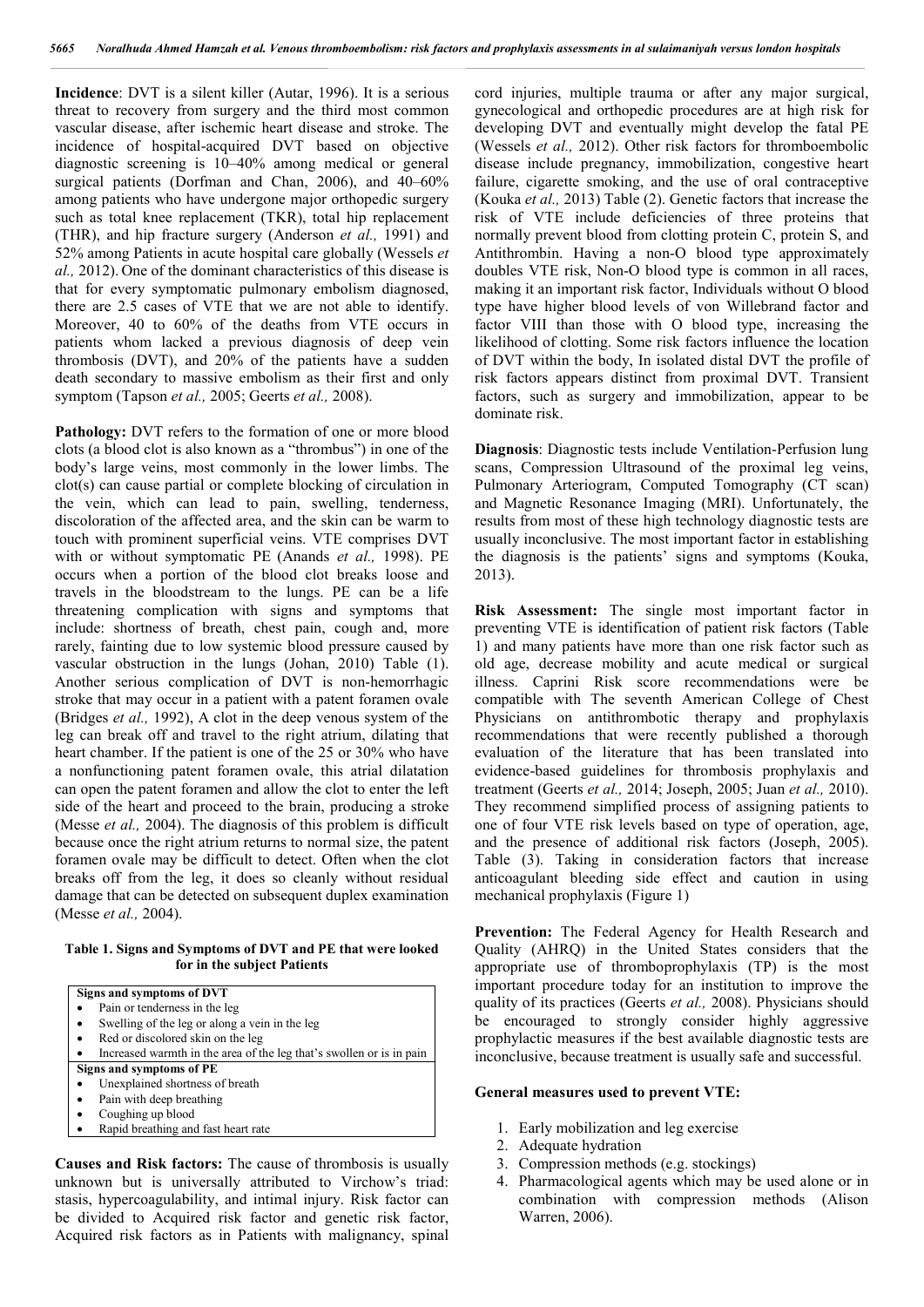**Incidence**: DVT is a silent killer (Autar, 1996). It is a serious threat to recovery from surgery and the third most common vascular disease, after ischemic heart disease and stroke. The incidence of hospital-acquired DVT based on objective diagnostic screening is 10–40% among medical or general surgical patients (Dorfman and Chan, 2006), and 40–60% among patients who have undergone major orthopedic surgery such as total knee replacement (TKR), total hip replacement (THR), and hip fracture surgery (Anderson *et al.,* 1991) and 52% among Patients in acute hospital care globally (Wessels *et al.,* 2012). One of the dominant characteristics of this disease is that for every symptomatic pulmonary embolism diagnosed, there are 2.5 cases of VTE that we are not able to identify. Moreover, 40 to 60% of the deaths from VTE occurs in patients whom lacked a previous diagnosis of deep vein thrombosis (DVT), and 20% of the patients have a sudden death secondary to massive embolism as their first and only symptom (Tapson *et al.,* 2005; Geerts *et al.,* 2008).

**Pathology:** DVT refers to the formation of one or more blood clots (a blood clot is also known as a "thrombus") in one of the body's large veins, most commonly in the lower limbs. The clot(s) can cause partial or complete blocking of circulation in the vein, which can lead to pain, swelling, tenderness, discoloration of the affected area, and the skin can be warm to touch with prominent superficial veins. VTE comprises DVT with or without symptomatic PE (Anands *et al.,* 1998). PE occurs when a portion of the blood clot breaks loose and travels in the bloodstream to the lungs. PE can be a life threatening complication with signs and symptoms that include: shortness of breath, chest pain, cough and, more rarely, fainting due to low systemic blood pressure caused by vascular obstruction in the lungs (Johan, 2010) Table (1). Another serious complication of DVT is non-hemorrhagic stroke that may occur in a patient with a patent foramen ovale (Bridges *et al.,* 1992), A clot in the deep venous system of the leg can break off and travel to the right atrium, dilating that heart chamber. If the patient is one of the 25 or 30% who have a nonfunctioning patent foramen ovale, this atrial dilatation can open the patent foramen and allow the clot to enter the left side of the heart and proceed to the brain, producing a stroke (Messe *et al.,* 2004). The diagnosis of this problem is difficult because once the right atrium returns to normal size, the patent foramen ovale may be difficult to detect. Often when the clot breaks off from the leg, it does so cleanly without residual damage that can be detected on subsequent duplex examination (Messe *et al.,* 2004).

**Table 1. Signs and Symptoms of DVT and PE that were looked for in the subject Patients**

| Signs and symptoms of DVT |
| --- |
| • Pain or tenderness in the leg |
| • Swelling of the leg or along a vein in the leg |
| • Red or discolored skin on the leg |
| • Increased warmth in the area of the leg that's swollen or is in pain |
| **Signs and symptoms of PE** |
| • Unexplained shortness of breath |
| • Pain with deep breathing |
| • Coughing up blood |
| • Rapid breathing and fast heart rate |

**Causes and Risk factors:** The cause of thrombosis is usually unknown but is universally attributed to Virchow's triad: stasis, hypercoagulability, and intimal injury. Risk factor can be divided to Acquired risk factor and genetic risk factor, Acquired risk factors as in Patients with malignancy, spinal cord injuries, multiple trauma or after any major surgical, gynecological and orthopedic procedures are at high risk for developing DVT and eventually might develop the fatal PE (Wessels *et al.,* 2012). Other risk factors for thromboembolic disease include pregnancy, immobilization, congestive heart failure, cigarette smoking, and the use of oral contraceptive (Kouka *et al.,* 2013) Table (2). Genetic factors that increase the risk of VTE include deficiencies of three proteins that normally prevent blood from clotting protein C, protein S, and Antithrombin. Having a non-O blood type approximately doubles VTE risk, Non-O blood type is common in all races, making it an important risk factor, Individuals without O blood type have higher blood levels of von Willebrand factor and factor VIII than those with O blood type, increasing the likelihood of clotting. Some risk factors influence the location of DVT within the body, In isolated distal DVT the profile of risk factors appears distinct from proximal DVT. Transient factors, such as surgery and immobilization, appear to be dominate risk.

**Diagnosis**: Diagnostic tests include Ventilation-Perfusion lung scans, Compression Ultrasound of the proximal leg veins, Pulmonary Arteriogram, Computed Tomography (CT scan) and Magnetic Resonance Imaging (MRI). Unfortunately, the results from most of these high technology diagnostic tests are usually inconclusive. The most important factor in establishing the diagnosis is the patients' signs and symptoms (Kouka, 2013).

**Risk Assessment:** The single most important factor in preventing VTE is identification of patient risk factors (Table 1) and many patients have more than one risk factor such as old age, decrease mobility and acute medical or surgical illness. Caprini Risk score recommendations were be compatible with The seventh American College of Chest Physicians on antithrombotic therapy and prophylaxis recommendations that were recently published a thorough evaluation of the literature that has been translated into evidence-based guidelines for thrombosis prophylaxis and treatment (Geerts *et al.,* 2014; Joseph, 2005; Juan *et al.,* 2010). They recommend simplified process of assigning patients to one of four VTE risk levels based on type of operation, age, and the presence of additional risk factors (Joseph, 2005). Table (3). Taking in consideration factors that increase anticoagulant bleeding side effect and caution in using mechanical prophylaxis (Figure 1)

**Prevention:** The Federal Agency for Health Research and Quality (AHRQ) in the United States considers that the appropriate use of thromboprophylaxis (TP) is the most important procedure today for an institution to improve the quality of its practices (Geerts *et al.,* 2008). Physicians should be encouraged to strongly consider highly aggressive prophylactic measures if the best available diagnostic tests are inconclusive, because treatment is usually safe and successful.

**General measures used to prevent VTE:**

1. Early mobilization and leg exercise
2. Adequate hydration
3. Compression methods (e.g. stockings)
4. Pharmacological agents which may be used alone or in combination with compression methods (Alison Warren, 2006).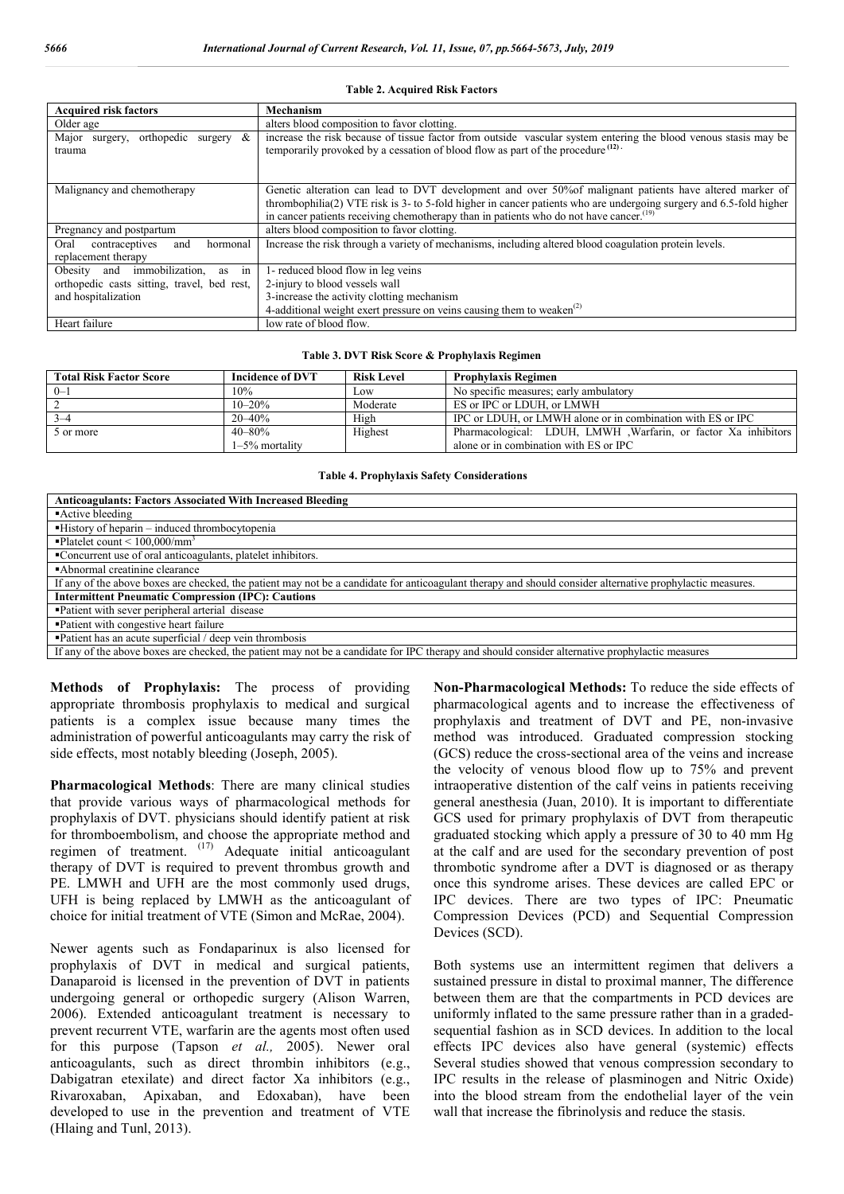**Table 2. Acquired Risk Factors**

| Acquired risk factors | Mechanism |
|---|---|
| Older age | alters blood composition to favor clotting. |
| Major surgery, orthopedic surgery & trauma | increase the risk because of tissue factor from outside vascular system entering the blood venous stasis may be temporarily provoked by a cessation of blood flow as part of the procedure [12]. |
| Malignancy and chemotherapy | Genetic alteration can lead to DVT development and over 50%of malignant patients have altered marker of thrombophilia(2) VTE risk is 3- to 5-fold higher in cancer patients who are undergoing surgery and 6.5-fold higher in cancer patients receiving chemotherapy than in patients who do not have cancer.[19] |
| Pregnancy and postpartum | alters blood composition to favor clotting. |
| Oral contraceptives and hormonal replacement therapy | Increase the risk through a variety of mechanisms, including altered blood coagulation protein levels. |
| Obesity and immobilization, as in orthopedic casts sitting, travel, bed rest, and hospitalization | 1- reduced blood flow in leg veins<br>2-injury to blood vessels wall<br>3-increase the activity clotting mechanism<br>4-additional weight exert pressure on veins causing them to weaken[2] |
| Heart failure | low rate of blood flow. |

**Table 3. DVT Risk Score & Prophylaxis Regimen**

| Total Risk Factor Score | Incidence of DVT | Risk Level | Prophylaxis Regimen |
|---|---|---|---|
| 0–1 | 10% | Low | No specific measures; early ambulatory |
| 2 | 10–20% | Moderate | ES or IPC or LDUH, or LMWH |
| 3–4 | 20–40% | High | IPC or LDUH, or LMWH alone or in combination with ES or IPC |
| 5 or more | 40–80%<br>1–5% mortality | Highest | Pharmacological: LDUH, LMWH ,Warfarin, or factor Xa inhibitors alone or in combination with ES or IPC |

**Table 4. Prophylaxis Safety Considerations**

| Anticoagulants: Factors Associated With Increased Bleeding |
|---|
| ▪Active bleeding |
| ▪History of heparin – induced thrombocytopenia |
| ▪Platelet count < 100,000/mm$^3$ |
| ▪Concurrent use of oral anticoagulants, platelet inhibitors. |
| ▪Abnormal creatinine clearance |
| If any of the above boxes are checked, the patient may not be a candidate for anticoagulant therapy and should consider alternative prophylactic measures. |
| **Intermittent Pneumatic Compression (IPC): Cautions** |
| ▪Patient with sever peripheral arterial disease |
| ▪Patient with congestive heart failure |
| ▪Patient has an acute superficial / deep vein thrombosis |
| If any of the above boxes are checked, the patient may not be a candidate for IPC therapy and should consider alternative prophylactic measures |

**Methods of Prophylaxis:** The process of providing appropriate thrombosis prophylaxis to medical and surgical patients is a complex issue because many times the administration of powerful anticoagulants may carry the risk of side effects, most notably bleeding (Joseph, 2005).

**Pharmacological Methods**: There are many clinical studies that provide various ways of pharmacological methods for prophylaxis of DVT. physicians should identify patient at risk for thromboembolism, and choose the appropriate method and regimen of treatment. [17] Adequate initial anticoagulant therapy of DVT is required to prevent thrombus growth and PE. LMWH and UFH are the most commonly used drugs, UFH is being replaced by LMWH as the anticoagulant of choice for initial treatment of VTE (Simon and McRae, 2004).

Newer agents such as Fondaparinux is also licensed for prophylaxis of DVT in medical and surgical patients, Danaparoid is licensed in the prevention of DVT in patients undergoing general or orthopedic surgery (Alison Warren, 2006). Extended anticoagulant treatment is necessary to prevent recurrent VTE, warfarin are the agents most often used for this purpose (Tapson *et al.,* 2005). Newer oral anticoagulants, such as direct thrombin inhibitors (e.g., Dabigatran etexilate) and direct factor Xa inhibitors (e.g., Rivaroxaban, Apixaban, and Edoxaban), have been developed to use in the prevention and treatment of VTE (Hlaing and Tunl, 2013).

**Non-Pharmacological Methods:** To reduce the side effects of pharmacological agents and to increase the effectiveness of prophylaxis and treatment of DVT and PE, non-invasive method was introduced. Graduated compression stocking (GCS) reduce the cross-sectional area of the veins and increase the velocity of venous blood flow up to 75% and prevent intraoperative distention of the calf veins in patients receiving general anesthesia (Juan, 2010). It is important to differentiate GCS used for primary prophylaxis of DVT from therapeutic graduated stocking which apply a pressure of 30 to 40 mm Hg at the calf and are used for the secondary prevention of post thrombotic syndrome after a DVT is diagnosed or as therapy once this syndrome arises. These devices are called EPC or IPC devices. There are two types of IPC: Pneumatic Compression Devices (PCD) and Sequential Compression Devices (SCD).

Both systems use an intermittent regimen that delivers a sustained pressure in distal to proximal manner, The difference between them are that the compartments in PCD devices are uniformly inflated to the same pressure rather than in a graded-sequential fashion as in SCD devices. In addition to the local effects IPC devices also have general (systemic) effects Several studies showed that venous compression secondary to IPC results in the release of plasminogen and Nitric Oxide) into the blood stream from the endothelial layer of the vein wall that increase the fibrinolysis and reduce the stasis.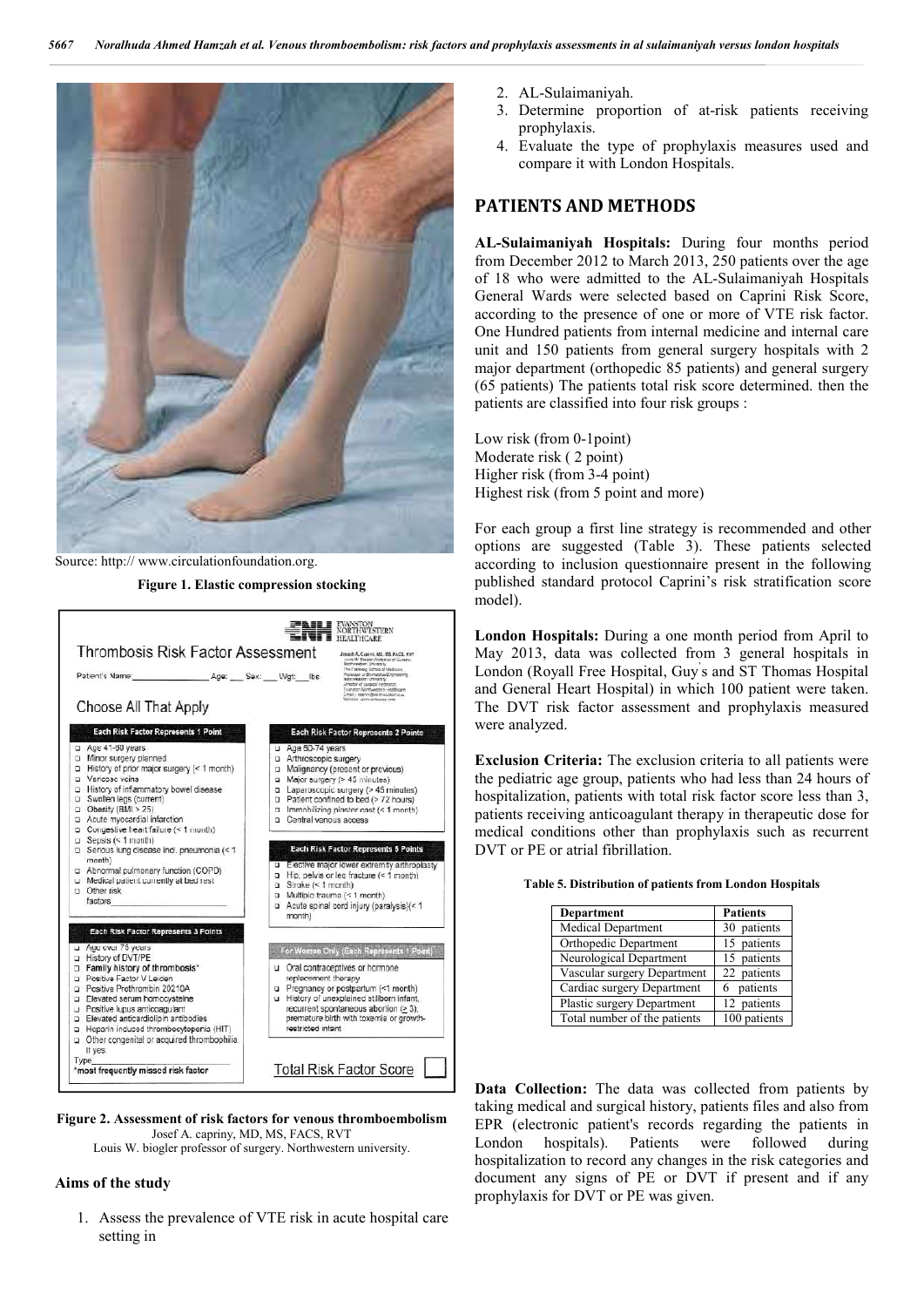Source: http:// www.circulationfoundation.org.

**Figure 1. Elastic compression stocking**

**Figure 2. Assessment of risk factors for venous thromboembolism**
Josef A. capriny, MD, MS, FACS, RVT
Louis W. biogler professor of surgery. Northwestern university.

### Aims of the study

1. Assess the prevalence of VTE risk in acute hospital care setting in
2. AL-Sulaimaniyah.
3. Determine proportion of at-risk patients receiving prophylaxis.
4. Evaluate the type of prophylaxis measures used and compare it with London Hospitals.

## PATIENTS AND METHODS

**AL-Sulaimaniyah Hospitals:** During four months period from December 2012 to March 2013, 250 patients over the age of 18 who were admitted to the AL-Sulaimaniyah Hospitals General Wards were selected based on Caprini Risk Score, according to the presence of one or more of VTE risk factor. One Hundred patients from internal medicine and internal care unit and 150 patients from general surgery hospitals with 2 major department (orthopedic 85 patients) and general surgery (65 patients) The patients total risk score determined. then the patients are classified into four risk groups :

Low risk (from 0-1point)
Moderate risk ( 2 point)
Higher risk (from 3-4 point)
Highest risk (from 5 point and more)

For each group a first line strategy is recommended and other options are suggested (Table 3). These patients selected according to inclusion questionnaire present in the following published standard protocol Caprini's risk stratification score model).

**London Hospitals:** During a one month period from April to May 2013, data was collected from 3 general hospitals in London (Royall Free Hospital, Guy's and ST Thomas Hospital and General Heart Hospital) in which 100 patient were taken. The DVT risk factor assessment and prophylaxis measured were analyzed.

**Exclusion Criteria:** The exclusion criteria to all patients were the pediatric age group, patients who had less than 24 hours of hospitalization, patients with total risk factor score less than 3, patients receiving anticoagulant therapy in therapeutic dose for medical conditions other than prophylaxis such as recurrent DVT or PE or atrial fibrillation.

**Table 5. Distribution of patients from London Hospitals**

| Department | Patients |
|---|---|
| Medical Department | 30 patients |
| Orthopedic Department | 15 patients |
| Neurological Department | 15 patients |
| Vascular surgery Department | 22 patients |
| Cardiac surgery Department | 6 patients |
| Plastic surgery Department | 12 patients |
| Total number of the patients | 100 patients |

**Data Collection:** The data was collected from patients by taking medical and surgical history, patients files and also from EPR (electronic patient's records regarding the patients in London hospitals). Patients were followed during hospitalization to record any changes in the risk categories and document any signs of PE or DVT if present and if any prophylaxis for DVT or PE was given.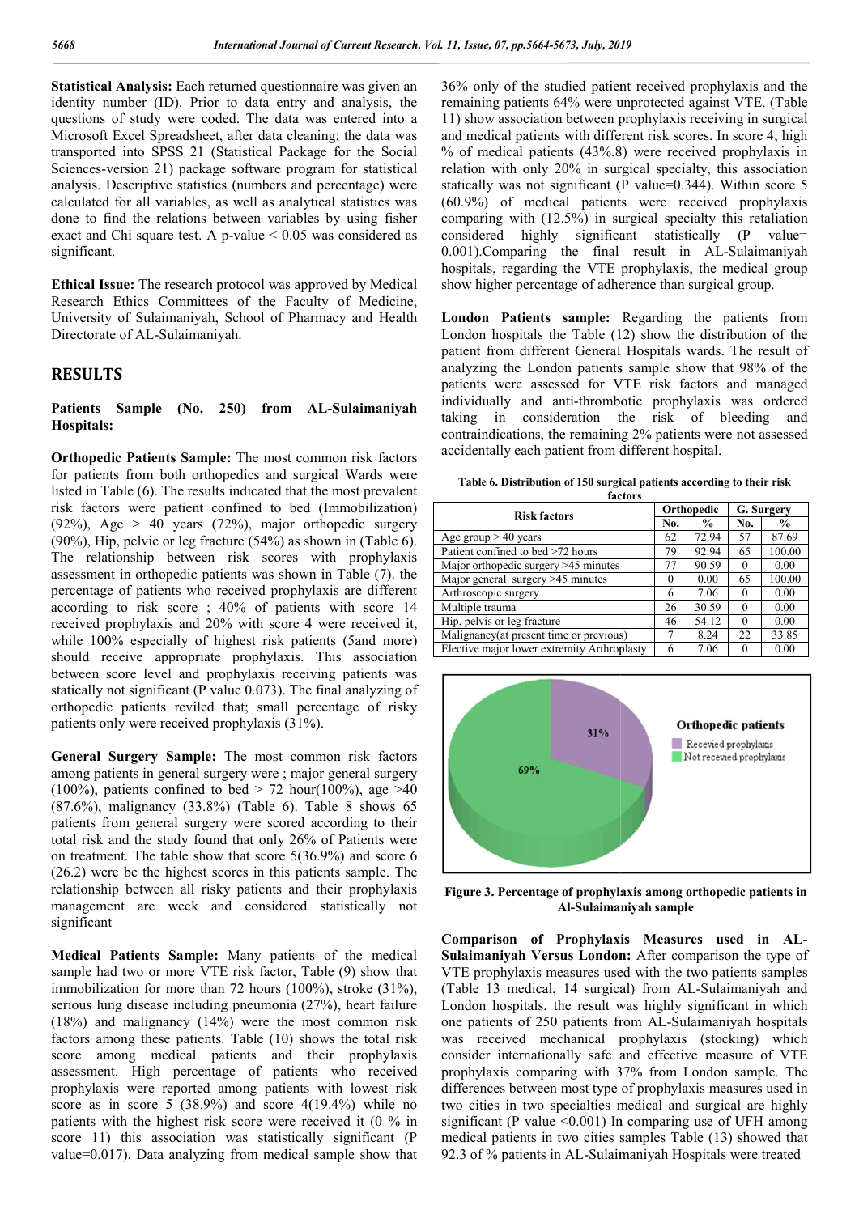**Statistical Analysis:** Each returned questionnaire was given an identity number (ID). Prior to data entry and analysis, the questions of study were coded. The data was entered into a Microsoft Excel Spreadsheet, after data cleaning; the data was transported into SPSS 21 (Statistical Package for the Social Sciences-version 21) package software program for statistical analysis. Descriptive statistics (numbers and percentage) were calculated for all variables, as well as analytical statistics was done to find the relations between variables by using fisher exact and Chi square test. A p-value < 0.05 was considered as significant.

**Ethical Issue:** The research protocol was approved by Medical Research Ethics Committees of the Faculty of Medicine, University of Sulaimaniyah, School of Pharmacy and Health Directorate of AL-Sulaimaniyah.

## RESULTS

### Patients Sample (No. 250) from AL-Sulaimaniyah Hospitals:

**Orthopedic Patients Sample:** The most common risk factors for patients from both orthopedics and surgical Wards were listed in Table (6). The results indicated that the most prevalent risk factors were patient confined to bed (Immobilization) (92%), Age > 40 years (72%), major orthopedic surgery (90%), Hip, pelvic or leg fracture (54%) as shown in (Table 6). The relationship between risk scores with prophylaxis assessment in orthopedic patients was shown in Table (7). the percentage of patients who received prophylaxis are different according to risk score ; 40% of patients with score 14 received prophylaxis and 20% with score 4 were received it, while 100% especially of highest risk patients (5and more) should receive appropriate prophylaxis. This association between score level and prophylaxis receiving patients was statically not significant (P value 0.073). The final analyzing of orthopedic patients reviled that; small percentage of risky patients only were received prophylaxis (31%).

**General Surgery Sample:** The most common risk factors among patients in general surgery were ; major general surgery (100%), patients confined to bed > 72 hour(100%), age >40 (87.6%), malignancy (33.8%) (Table 6). Table 8 shows 65 patients from general surgery were scored according to their total risk and the study found that only 26% of Patients were on treatment. The table show that score 5(36.9%) and score 6 (26.2) were be the highest scores in this patients sample. The relationship between all risky patients and their prophylaxis management are week and considered statistically not significant

**Medical Patients Sample:** Many patients of the medical sample had two or more VTE risk factor, Table (9) show that immobilization for more than 72 hours (100%), stroke (31%), serious lung disease including pneumonia (27%), heart failure (18%) and malignancy (14%) were the most common risk factors among these patients. Table (10) shows the total risk score among medical patients and their prophylaxis assessment. High percentage of patients who received prophylaxis were reported among patients with lowest risk score as in score 5 (38.9%) and score 4(19.4%) while no patients with the highest risk score were received it (0 % in score 11) this association was statistically significant (P value=0.017). Data analyzing from medical sample show that 36% only of the studied patient received prophylaxis and the remaining patients 64% were unprotected against VTE. (Table 11) show association between prophylaxis receiving in surgical and medical patients with different risk scores. In score 4; high % of medical patients (43%.8) were received prophylaxis in relation with only 20% in surgical specialty, this association statically was not significant (P value=0.344). Within score 5 (60.9%) of medical patients were received prophylaxis comparing with (12.5%) in surgical specialty this retaliation considered highly significant statistically (P value= 0.001).Comparing the final result in AL-Sulaimaniyah hospitals, regarding the VTE prophylaxis, the medical group show higher percentage of adherence than surgical group.

**London Patients sample:** Regarding the patients from London hospitals the Table (12) show the distribution of the patient from different General Hospitals wards. The result of analyzing the London patients sample show that 98% of the patients were assessed for VTE risk factors and managed individually and anti-thrombotic prophylaxis was ordered taking in consideration the risk of bleeding and contraindications, the remaining 2% patients were not assessed accidentally each patient from different hospital.

**Table 6. Distribution of 150 surgical patients according to their risk factors**

| Risk factors | Orthopedic | | G. Surgery | |
|---|---|---|---|---|
| | No. | % | No. | % |
| Age group > 40 years | 62 | 72.94 | 57 | 87.69 |
| Patient confined to bed >72 hours | 79 | 92.94 | 65 | 100.00 |
| Major orthopedic surgery >45 minutes | 77 | 90.59 | 0 | 0.00 |
| Major general surgery >45 minutes | 0 | 0.00 | 65 | 100.00 |
| Arthroscopic surgery | 6 | 7.06 | 0 | 0.00 |
| Multiple trauma | 26 | 30.59 | 0 | 0.00 |
| Hip, pelvis or leg fracture | 46 | 54.12 | 0 | 0.00 |
| Malignancy(at present time or previous) | 7 | 8.24 | 22 | 33.85 |
| Elective major lower extremity Arthroplasty | 6 | 7.06 | 0 | 0.00 |

**Figure 3. Percentage of prophylaxis among orthopedic patients in Al-Sulaimaniyah sample**

**Comparison of Prophylaxis Measures used in AL-Sulaimaniyah Versus London:** After comparison the type of VTE prophylaxis measures used with the two patients samples (Table 13 medical, 14 surgical) from AL-Sulaimaniyah and London hospitals, the result was highly significant in which one patients of 250 patients from AL-Sulaimaniyah hospitals was received mechanical prophylaxis (stocking) which consider internationally safe and effective measure of VTE prophylaxis comparing with 37% from London sample. The differences between most type of prophylaxis measures used in two cities in two specialties medical and surgical are highly significant (P value <0.001) In comparing use of UFH among medical patients in two cities samples Table (13) showed that 92.3 of % patients in AL-Sulaimaniyah Hospitals were treated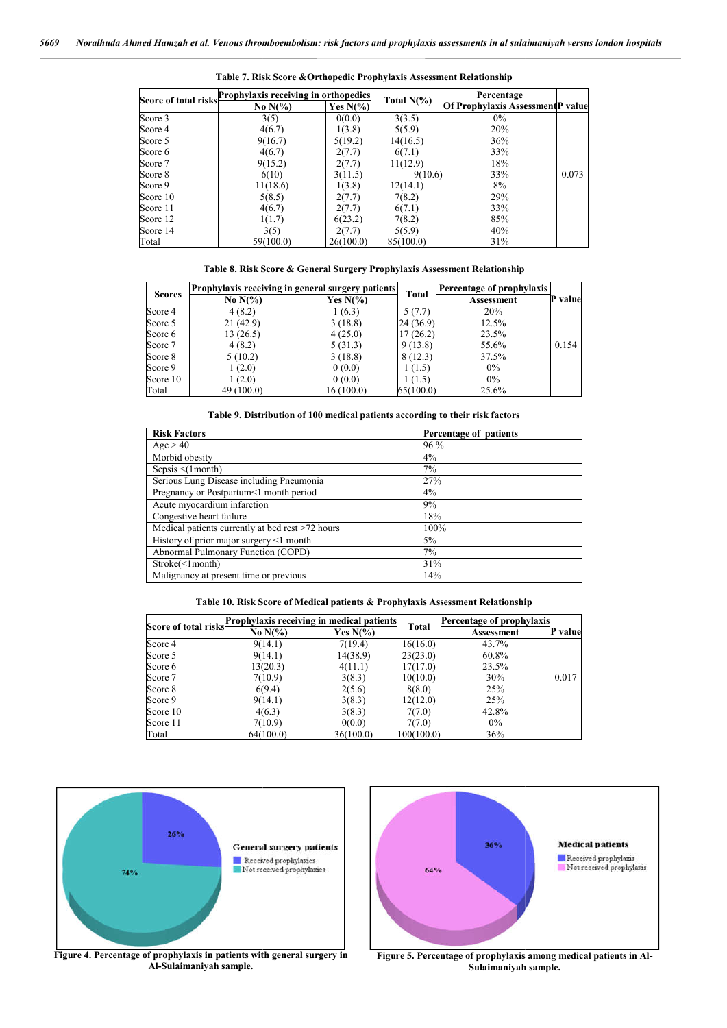**Table 7. Risk Score &Orthopedic Prophylaxis Assessment Relationship**

| Score of total risks | Prophylaxis receiving in orthopedics | | Total N(%) | Percentage Of Prophylaxis Assessment | P value |
|---|---|---|---|---|---|
| | No N(%) | Yes N(%) | | | |
| Score 3 | 3(5) | 0(0.0) | 3(3.5) | 0% | |
| Score 4 | 4(6.7) | 1(3.8) | 5(5.9) | 20% | |
| Score 5 | 9(16.7) | 5(19.2) | 14(16.5) | 36% | |
| Score 6 | 4(6.7) | 2(7.7) | 6(7.1) | 33% | |
| Score 7 | 9(15.2) | 2(7.7) | 11(12.9) | 18% | |
| Score 8 | 6(10) | 3(11.5) | 9(10.6) | 33% | 0.073 |
| Score 9 | 11(18.6) | 1(3.8) | 12(14.1) | 8% | |
| Score 10 | 5(8.5) | 2(7.7) | 7(8.2) | 29% | |
| Score 11 | 4(6.7) | 2(7.7) | 6(7.1) | 33% | |
| Score 12 | 1(1.7) | 6(23.2) | 7(8.2) | 85% | |
| Score 14 | 3(5) | 2(7.7) | 5(5.9) | 40% | |
| Total | 59(100.0) | 26(100.0) | 85(100.0) | 31% | |

**Table 8. Risk Score & General Surgery Prophylaxis Assessment Relationship**

| Scores | Prophylaxis receiving in general surgery patients | | Total | Percentage of prophylaxis Assessment | P value |
|---|---|---|---|---|---|
| | No N(%) | Yes N(%) | | | |
| Score 4 | 4 (8.2) | 1 (6.3) | 5 (7.7) | 20% | |
| Score 5 | 21 (42.9) | 3 (18.8) | 24 (36.9) | 12.5% | |
| Score 6 | 13 (26.5) | 4 (25.0) | 17 (26.2) | 23.5% | |
| Score 7 | 4 (8.2) | 5 (31.3) | 9 (13.8) | 55.6% | 0.154 |
| Score 8 | 5 (10.2) | 3 (18.8) | 8 (12.3) | 37.5% | |
| Score 9 | 1 (2.0) | 0 (0.0) | 1 (1.5) | 0% | |
| Score 10 | 1 (2.0) | 0 (0.0) | 1 (1.5) | 0% | |
| Total | 49 (100.0) | 16 (100.0) | 65(100.0) | 25.6% | |

**Table 9. Distribution of 100 medical patients according to their risk factors**

| Risk Factors | Percentage of patients |
|---|---|
| Age > 40 | 96 % |
| Morbid obesity | 4% |
| Sepsis <(1month) | 7% |
| Serious Lung Disease including Pneumonia | 27% |
| Pregnancy or Postpartum<1 month period | 4% |
| Acute myocardium infarction | 9% |
| Congestive heart failure | 18% |
| Medical patients currently at bed rest >72 hours | 100% |
| History of prior major surgery <1 month | 5% |
| Abnormal Pulmonary Function (COPD) | 7% |
| Stroke(<1month) | 31% |
| Malignancy at present time or previous | 14% |

**Table 10. Risk Score of Medical patients & Prophylaxis Assessment Relationship**

| Score of total risks | Prophylaxis receiving in medical patients | | Total | Percentage of prophylaxis Assessment | P value |
|---|---|---|---|---|---|
| | No N(%) | Yes N(%) | | | |
| Score 4 | 9(14.1) | 7(19.4) | 16(16.0) | 43.7% | |
| Score 5 | 9(14.1) | 14(38.9) | 23(23.0) | 60.8% | |
| Score 6 | 13(20.3) | 4(11.1) | 17(17.0) | 23.5% | |
| Score 7 | 7(10.9) | 3(8.3) | 10(10.0) | 30% | 0.017 |
| Score 8 | 6(9.4) | 2(5.6) | 8(8.0) | 25% | |
| Score 9 | 9(14.1) | 3(8.3) | 12(12.0) | 25% | |
| Score 10 | 4(6.3) | 3(8.3) | 7(7.0) | 42.8% | |
| Score 11 | 7(10.9) | 0(0.0) | 7(7.0) | 0% | |
| Total | 64(100.0) | 36(100.0) | 100(100.0) | 36% | |

**Figure 4. Percentage of prophylaxis in patients with general surgery in Al-Sulaimaniyah sample.**

**Figure 5. Percentage of prophylaxis among medical patients in Al-Sulaimaniyah sample.**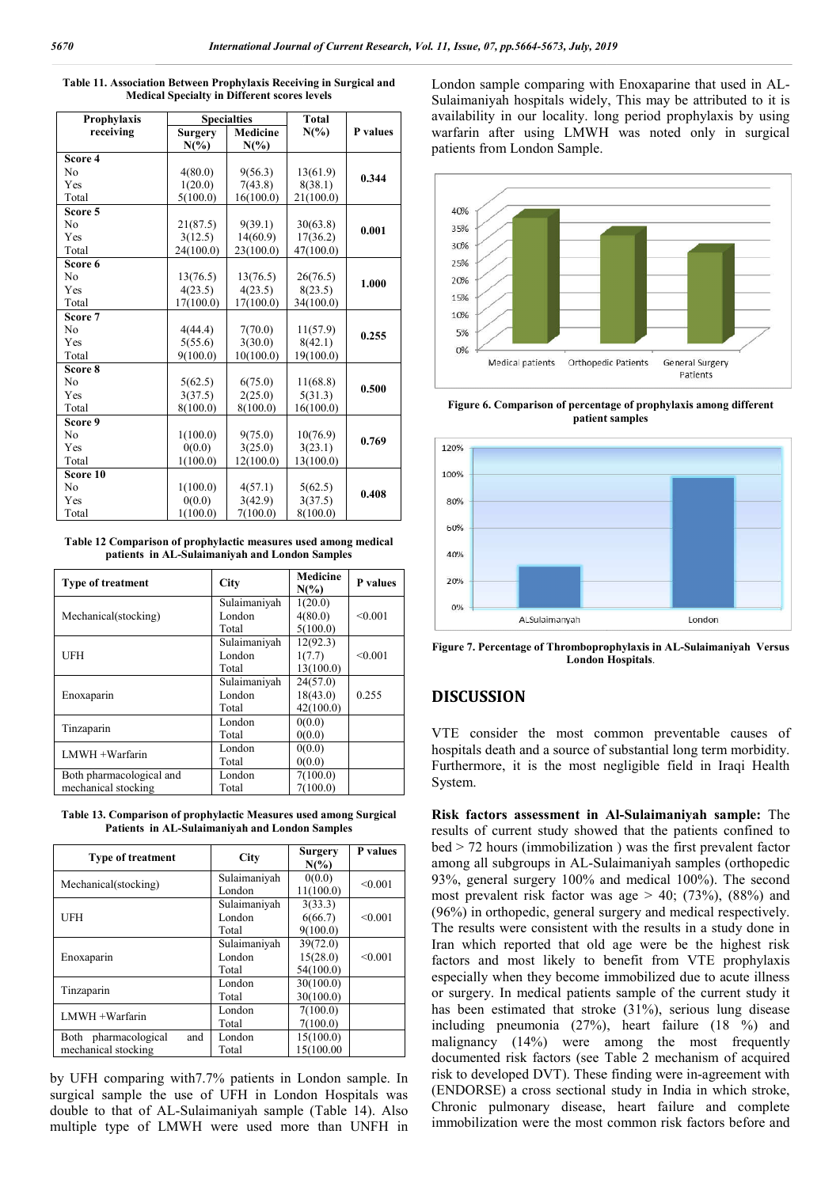**Table 11. Association Between Prophylaxis Receiving in Surgical and Medical Specialty in Different scores levels**

| Prophylaxis receiving | Specialties | | Total | P values |
|---|---|---|---|---|
| | Surgery N(%) | Medicine N(%) | N(%) | |
| **Score 4** | | | | |
| No | 4(80.0) | 9(56.3) | 13(61.9) | 0.344 |
| Yes | 1(20.0) | 7(43.8) | 8(38.1) | |
| Total | 5(100.0) | 16(100.0) | 21(100.0) | |
| **Score 5** | | | | |
| No | 21(87.5) | 9(39.1) | 30(63.8) | 0.001 |
| Yes | 3(12.5) | 14(60.9) | 17(36.2) | |
| Total | 24(100.0) | 23(100.0) | 47(100.0) | |
| **Score 6** | | | | |
| No | 13(76.5) | 13(76.5) | 26(76.5) | 1.000 |
| Yes | 4(23.5) | 4(23.5) | 8(23.5) | |
| Total | 17(100.0) | 17(100.0) | 34(100.0) | |
| **Score 7** | | | | |
| No | 4(44.4) | 7(70.0) | 11(57.9) | 0.255 |
| Yes | 5(55.6) | 3(30.0) | 8(42.1) | |
| Total | 9(100.0) | 10(100.0) | 19(100.0) | |
| **Score 8** | | | | |
| No | 5(62.5) | 6(75.0) | 11(68.8) | 0.500 |
| Yes | 3(37.5) | 2(25.0) | 5(31.3) | |
| Total | 8(100.0) | 8(100.0) | 16(100.0) | |
| **Score 9** | | | | |
| No | 1(100.0) | 9(75.0) | 10(76.9) | 0.769 |
| Yes | 0(0.0) | 3(25.0) | 3(23.1) | |
| Total | 1(100.0) | 12(100.0) | 13(100.0) | |
| **Score 10** | | | | |
| No | 1(100.0) | 4(57.1) | 5(62.5) | 0.408 |
| Yes | 0(0.0) | 3(42.9) | 3(37.5) | |
| Total | 1(100.0) | 7(100.0) | 8(100.0) | |

**Table 12 Comparison of prophylactic measures used among medical patients in AL-Sulaimaniyah and London Samples**

| Type of treatment | City | Medicine N(%) | P values |
|---|---|---|---|
| Mechanical(stocking) | Sulaimaniyah | 1(20.0) | <0.001 |
| | London | 4(80.0) | |
| | Total | 5(100.0) | |
| UFH | Sulaimaniyah | 12(92.3) | <0.001 |
| | London | 1(7.7) | |
| | Total | 13(100.0) | |
| Enoxaparin | Sulaimaniyah | 24(57.0) | 0.255 |
| | London | 18(43.0) | |
| | Total | 42(100.0) | |
| Tinzaparin | London | 0(0.0) | |
| | Total | 0(0.0) | |
| LMWH +Warfarin | London | 0(0.0) | |
| | Total | 0(0.0) | |
| Both pharmacological and mechanical stocking | London | 7(100.0) | |
| | Total | 7(100.0) | |

**Table 13. Comparison of prophylactic Measures used among Surgical Patients in AL-Sulaimaniyah and London Samples**

| Type of treatment | City | Surgery N(%) | P values |
|---|---|---|---|
| Mechanical(stocking) | Sulaimaniyah | 0(0.0) | <0.001 |
| | London | 11(100.0) | |
| UFH | Sulaimaniyah | 3(33.3) | <0.001 |
| | London | 6(66.7) | |
| | Total | 9(100.0) | |
| Enoxaparin | Sulaimaniyah | 39(72.0) | <0.001 |
| | London | 15(28.0) | |
| | Total | 54(100.0) | |
| Tinzaparin | London | 30(100.0) | |
| | Total | 30(100.0) | |
| LMWH +Warfarin | London | 7(100.0) | |
| | Total | 7(100.0) | |
| Both pharmacological and mechanical stocking | London | 15(100.0) | |
| | Total | 15(100.00 | |

by UFH comparing with7.7% patients in London sample. In surgical sample the use of UFH in London Hospitals was double to that of AL-Sulaimaniyah sample (Table 14). Also multiple type of LMWH were used more than UNFH in London sample comparing with Enoxaparine that used in AL-Sulaimaniyah hospitals widely, This may be attributed to it is availability in our locality. long period prophylaxis by using warfarin after using LMWH was noted only in surgical patients from London Sample.

Figure 6. Comparison of percentage of prophylaxis among different patient samples

Figure 7. Percentage of Thromboprophylaxis in AL-Sulaimaniyah Versus London Hospitals.

## DISCUSSION

VTE consider the most common preventable causes of hospitals death and a source of substantial long term morbidity. Furthermore, it is the most negligible field in Iraqi Health System.

**Risk factors assessment in Al-Sulaimaniyah sample:** The results of current study showed that the patients confined to bed > 72 hours (immobilization ) was the first prevalent factor among all subgroups in AL-Sulaimaniyah samples (orthopedic 93%, general surgery 100% and medical 100%). The second most prevalent risk factor was age > 40; (73%), (88%) and (96%) in orthopedic, general surgery and medical respectively. The results were consistent with the results in a study done in Iran which reported that old age were be the highest risk factors and most likely to benefit from VTE prophylaxis especially when they become immobilized due to acute illness or surgery. In medical patients sample of the current study it has been estimated that stroke (31%), serious lung disease including pneumonia (27%), heart failure (18 %) and malignancy (14%) were among the most frequently documented risk factors (see Table 2 mechanism of acquired risk to developed DVT). These finding were in-agreement with (ENDORSE) a cross sectional study in India in which stroke, Chronic pulmonary disease, heart failure and complete immobilization were the most common risk factors before and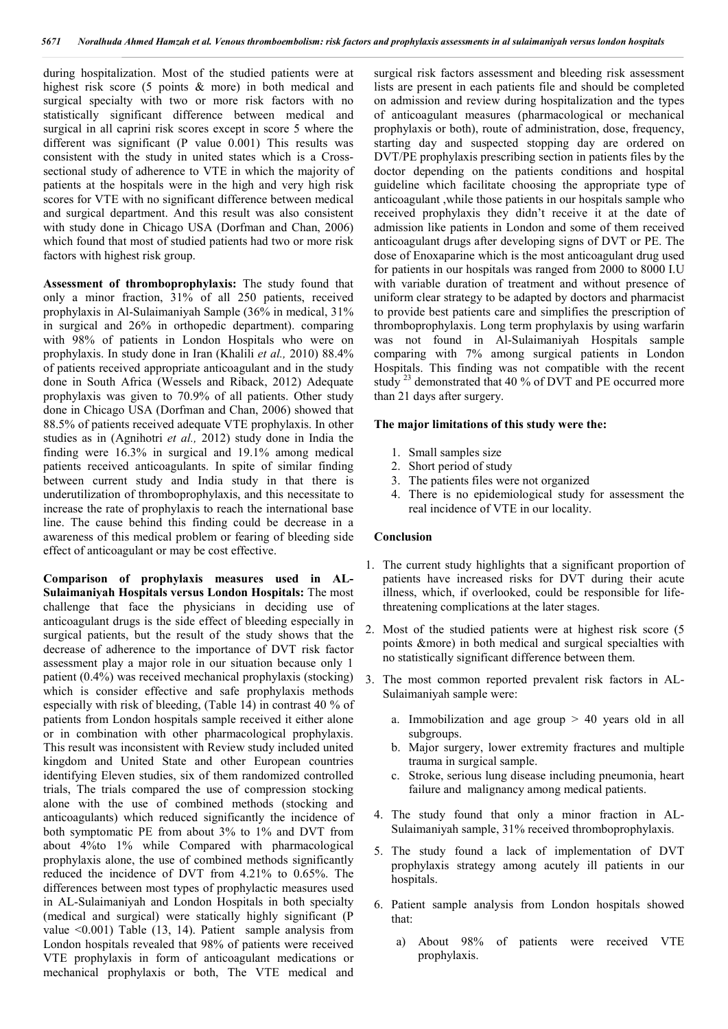during hospitalization. Most of the studied patients were at highest risk score (5 points & more) in both medical and surgical specialty with two or more risk factors with no statistically significant difference between medical and surgical in all caprini risk scores except in score 5 where the different was significant (P value 0.001) This results was consistent with the study in united states which is a Cross-sectional study of adherence to VTE in which the majority of patients at the hospitals were in the high and very high risk scores for VTE with no significant difference between medical and surgical department. And this result was also consistent with study done in Chicago USA (Dorfman and Chan, 2006) which found that most of studied patients had two or more risk factors with highest risk group.

**Assessment of thromboprophylaxis:** The study found that only a minor fraction, 31% of all 250 patients, received prophylaxis in Al-Sulaimaniyah Sample (36% in medical, 31% in surgical and 26% in orthopedic department). comparing with 98% of patients in London Hospitals who were on prophylaxis. In study done in Iran (Khalili *et al.,* 2010) 88.4% of patients received appropriate anticoagulant and in the study done in South Africa (Wessels and Riback, 2012) Adequate prophylaxis was given to 70.9% of all patients. Other study done in Chicago USA (Dorfman and Chan, 2006) showed that 88.5% of patients received adequate VTE prophylaxis. In other studies as in (Agnihotri *et al.,* 2012) study done in India the finding were 16.3% in surgical and 19.1% among medical patients received anticoagulants. In spite of similar finding between current study and India study in that there is underutilization of thromboprophylaxis, and this necessitate to increase the rate of prophylaxis to reach the international base line. The cause behind this finding could be decrease in a awareness of this medical problem or fearing of bleeding side effect of anticoagulant or may be cost effective.

**Comparison of prophylaxis measures used in AL-Sulaimaniyah Hospitals versus London Hospitals:** The most challenge that face the physicians in deciding use of anticoagulant drugs is the side effect of bleeding especially in surgical patients, but the result of the study shows that the decrease of adherence to the importance of DVT risk factor assessment play a major role in our situation because only 1 patient (0.4%) was received mechanical prophylaxis (stocking) which is consider effective and safe prophylaxis methods especially with risk of bleeding, (Table 14) in contrast 40 % of patients from London hospitals sample received it either alone or in combination with other pharmacological prophylaxis. This result was inconsistent with Review study included united kingdom and United State and other European countries identifying Eleven studies, six of them randomized controlled trials, The trials compared the use of compression stocking alone with the use of combined methods (stocking and anticoagulants) which reduced significantly the incidence of both symptomatic PE from about 3% to 1% and DVT from about 4%to 1% while Compared with pharmacological prophylaxis alone, the use of combined methods significantly reduced the incidence of DVT from 4.21% to 0.65%. The differences between most types of prophylactic measures used in AL-Sulaimaniyah and London Hospitals in both specialty (medical and surgical) were statically highly significant (P value <0.001) Table (13, 14). Patient sample analysis from London hospitals revealed that 98% of patients were received VTE prophylaxis in form of anticoagulant medications or mechanical prophylaxis or both, The VTE medical and surgical risk factors assessment and bleeding risk assessment lists are present in each patients file and should be completed on admission and review during hospitalization and the types of anticoagulant measures (pharmacological or mechanical prophylaxis or both), route of administration, dose, frequency, starting day and suspected stopping day are ordered on DVT/PE prophylaxis prescribing section in patients files by the doctor depending on the patients conditions and hospital guideline which facilitate choosing the appropriate type of anticoagulant ,while those patients in our hospitals sample who received prophylaxis they didn't receive it at the date of admission like patients in London and some of them received anticoagulant drugs after developing signs of DVT or PE. The dose of Enoxaparine which is the most anticoagulant drug used for patients in our hospitals was ranged from 2000 to 8000 I.U with variable duration of treatment and without presence of uniform clear strategy to be adapted by doctors and pharmacist to provide best patients care and simplifies the prescription of thromboprophylaxis. Long term prophylaxis by using warfarin was not found in Al-Sulaimaniyah Hospitals sample comparing with 7% among surgical patients in London Hospitals. This finding was not compatible with the recent study [23] demonstrated that 40 % of DVT and PE occurred more than 21 days after surgery.

**The major limitations of this study were the:**

1. Small samples size
2. Short period of study
3. The patients files were not organized
4. There is no epidemiological study for assessment the real incidence of VTE in our locality.

## Conclusion

1. The current study highlights that a significant proportion of patients have increased risks for DVT during their acute illness, which, if overlooked, could be responsible for life-threatening complications at the later stages.
2. Most of the studied patients were at highest risk score (5 points &more) in both medical and surgical specialties with no statistically significant difference between them.
3. The most common reported prevalent risk factors in AL-Sulaimaniyah sample were:
   a. Immobilization and age group > 40 years old in all subgroups.
   b. Major surgery, lower extremity fractures and multiple trauma in surgical sample.
   c. Stroke, serious lung disease including pneumonia, heart failure and malignancy among medical patients.
4. The study found that only a minor fraction in AL-Sulaimaniyah sample, 31% received thromboprophylaxis.
5. The study found a lack of implementation of DVT prophylaxis strategy among acutely ill patients in our hospitals.
6. Patient sample analysis from London hospitals showed that:
   a) About 98% of patients were received VTE prophylaxis.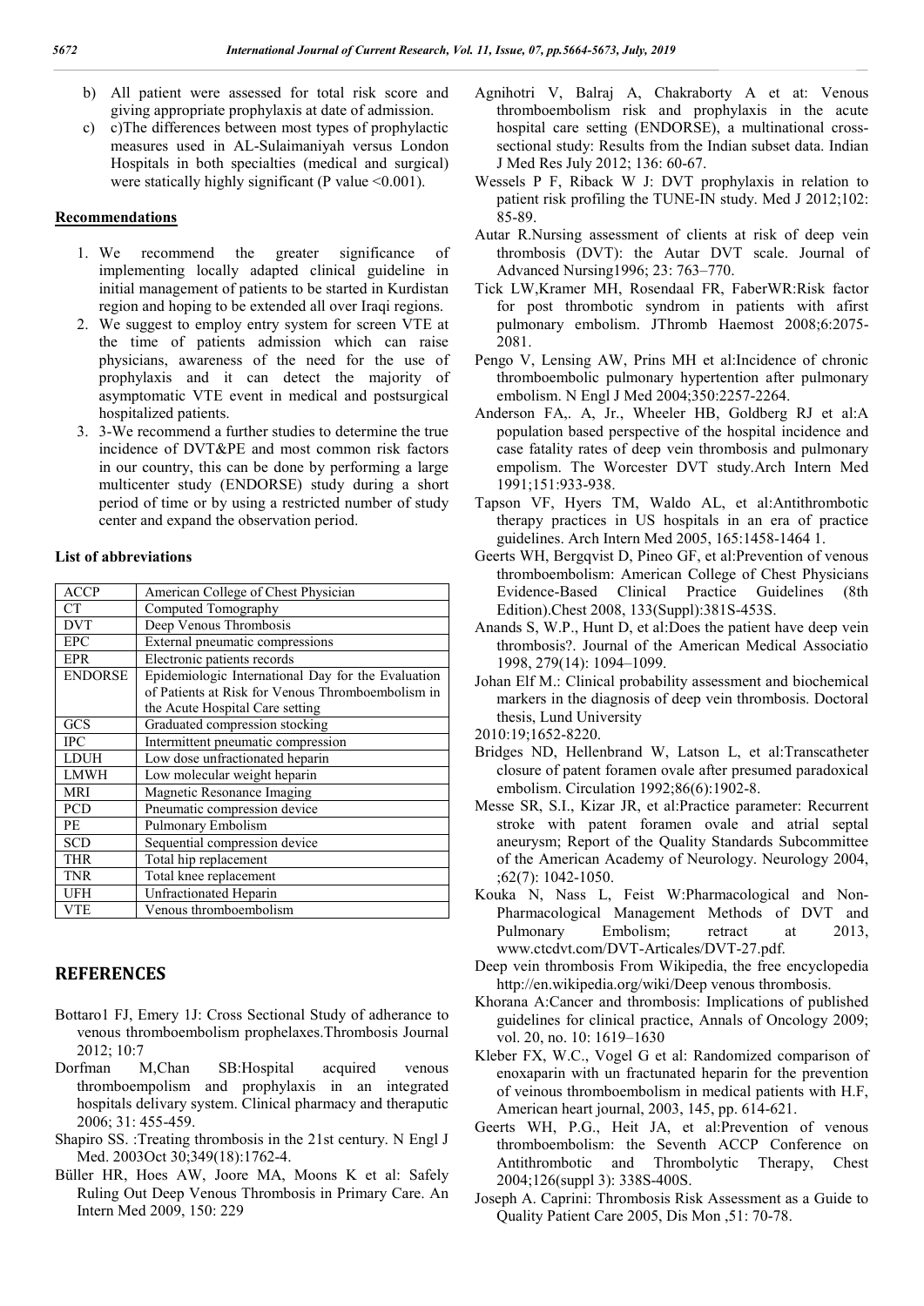b) All patient were assessed for total risk score and giving appropriate prophylaxis at date of admission.

c) c)The differences between most types of prophylactic measures used in AL-Sulaimaniyah versus London Hospitals in both specialties (medical and surgical) were statically highly significant (P value <0.001).

## Recommendations

1. We recommend the greater significance of implementing locally adapted clinical guideline in initial management of patients to be started in Kurdistan region and hoping to be extended all over Iraqi regions.
2. We suggest to employ entry system for screen VTE at the time of patients admission which can raise physicians, awareness of the need for the use of prophylaxis and it can detect the majority of asymptomatic VTE event in medical and postsurgical hospitalized patients.
3. 3-We recommend a further studies to determine the true incidence of DVT&PE and most common risk factors in our country, this can be done by performing a large multicenter study (ENDORSE) study during a short period of time or by using a restricted number of study center and expand the observation period.

### List of abbreviations

| | |
|---|---|
| ACCP | American College of Chest Physician |
| CT | Computed Tomography |
| DVT | Deep Venous Thrombosis |
| EPC | External pneumatic compressions |
| EPR | Electronic patients records |
| ENDORSE | Epidemiologic International Day for the Evaluation of Patients at Risk for Venous Thromboembolism in the Acute Hospital Care setting |
| GCS | Graduated compression stocking |
| IPC | Intermittent pneumatic compression |
| LDUH | Low dose unfractionated heparin |
| LMWH | Low molecular weight heparin |
| MRI | Magnetic Resonance Imaging |
| PCD | Pneumatic compression device |
| PE | Pulmonary Embolism |
| SCD | Sequential compression device |
| THR | Total hip replacement |
| TNR | Total knee replacement |
| UFH | Unfractionated Heparin |
| VTE | Venous thromboembolism |

## REFERENCES

Bottaro1 FJ, Emery 1J: Cross Sectional Study of adherance to venous thromboembolism prophelaxes.Thrombosis Journal 2012; 10:7

Dorfman M,Chan SB:Hospital acquired venous thromboempolism and prophylaxis in an integrated hospitals delivary system. Clinical pharmacy and theraputic 2006; 31: 455-459.

Shapiro SS. :Treating thrombosis in the 21st century. N Engl J Med. 2003Oct 30;349(18):1762-4.

Büller HR, Hoes AW, Joore MA, Moons K et al: Safely Ruling Out Deep Venous Thrombosis in Primary Care. An Intern Med 2009, 150: 229

Agnihotri V, Balraj A, Chakraborty A et at: Venous thromboembolism risk and prophylaxis in the acute hospital care setting (ENDORSE), a multinational cross-sectional study: Results from the Indian subset data. Indian J Med Res July 2012; 136: 60-67.

Wessels P F, Riback W J: DVT prophylaxis in relation to patient risk profiling the TUNE-IN study. Med J 2012;102: 85-89.

Autar R.Nursing assessment of clients at risk of deep vein thrombosis (DVT): the Autar DVT scale. Journal of Advanced Nursing1996; 23: 763–770.

Tick LW,Kramer MH, Rosendaal FR, FaberWR:Risk factor for post thrombotic syndrom in patients with afirst pulmonary embolism. JThromb Haemost 2008;6:2075-2081.

Pengo V, Lensing AW, Prins MH et al:Incidence of chronic thromboembolic pulmonary hypertention after pulmonary embolism. N Engl J Med 2004;350:2257-2264.

Anderson FA,. A, Jr., Wheeler HB, Goldberg RJ et al:A population based perspective of the hospital incidence and case fatality rates of deep vein thrombosis and pulmonary empolism. The Worcester DVT study.Arch Intern Med 1991;151:933-938.

Tapson VF, Hyers TM, Waldo AL, et al:Antithrombotic therapy practices in US hospitals in an era of practice guidelines. Arch Intern Med 2005, 165:1458-1464 1.

Geerts WH, Bergqvist D, Pineo GF, et al:Prevention of venous thromboembolism: American College of Chest Physicians Evidence-Based Clinical Practice Guidelines (8th Edition).Chest 2008, 133(Suppl):381S-453S.

Anands S, W.P., Hunt D, et al:Does the patient have deep vein thrombosis?. Journal of the American Medical Associatio 1998, 279(14): 1094–1099.

Johan Elf M.: Clinical probability assessment and biochemical markers in the diagnosis of deep vein thrombosis. Doctoral thesis, Lund University 2010:19;1652-8220.

Bridges ND, Hellenbrand W, Latson L, et al:Transcatheter closure of patent foramen ovale after presumed paradoxical embolism. Circulation 1992;86(6):1902-8.

Messe SR, S.I., Kizar JR, et al:Practice parameter: Recurrent stroke with patent foramen ovale and atrial septal aneurysm; Report of the Quality Standards Subcommittee of the American Academy of Neurology. Neurology 2004, ;62(7): 1042-1050.

Kouka N, Nass L, Feist W:Pharmacological and Non-Pharmacological Management Methods of DVT and Pulmonary Embolism; retract at 2013, www.ctcdvt.com/DVT-Articales/DVT-27.pdf.

Deep vein thrombosis From Wikipedia, the free encyclopedia http://en.wikipedia.org/wiki/Deep venous thrombosis.

Khorana A:Cancer and thrombosis: Implications of published guidelines for clinical practice, Annals of Oncology 2009; vol. 20, no. 10: 1619–1630

Kleber FX, W.C., Vogel G et al: Randomized comparison of enoxaparin with un fractunated heparin for the prevention of veinous thromboembolism in medical patients with H.F, American heart journal, 2003, 145, pp. 614-621.

Geerts WH, P.G., Heit JA, et al:Prevention of venous thromboembolism: the Seventh ACCP Conference on Antithrombotic and Thrombolytic Therapy, Chest 2004;126(suppl 3): 338S-400S.

Joseph A. Caprini: Thrombosis Risk Assessment as a Guide to Quality Patient Care 2005, Dis Mon ,51: 70-78.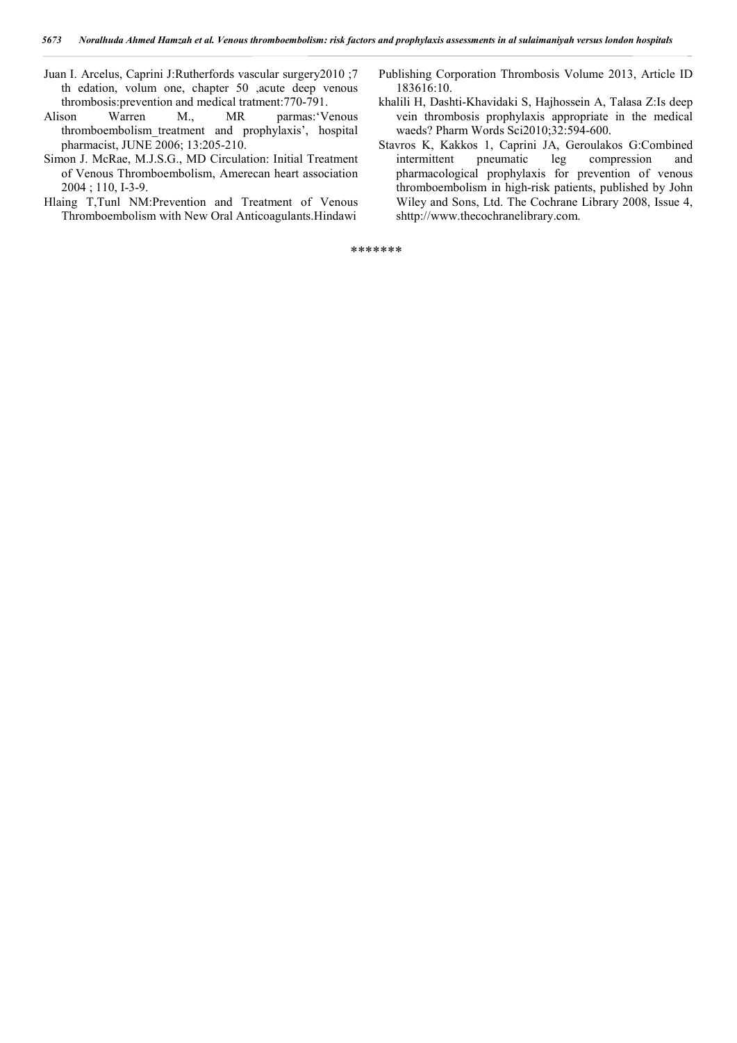Juan I. Arcelus, Caprini J:Rutherfords vascular surgery2010 ;7 th edation, volum one, chapter 50 ,acute deep venous thrombosis:prevention and medical tratment:770-791.

Alison Warren M., MR parmas:'Venous thromboembolism_treatment and prophylaxis', hospital pharmacist, JUNE 2006; 13:205-210.

Simon J. McRae, M.J.S.G., MD Circulation: Initial Treatment of Venous Thromboembolism, Amerecan heart association 2004 ; 110, I-3-9.

Hlaing T,Tunl NM:Prevention and Treatment of Venous Thromboembolism with New Oral Anticoagulants.Hindawi Publishing Corporation Thrombosis Volume 2013, Article ID 183616:10.

khalili H, Dashti-Khavidaki S, Hajhossein A, Talasa Z:Is deep vein thrombosis prophylaxis appropriate in the medical waeds? Pharm Words Sci2010;32:594-600.

Stavros K, Kakkos 1, Caprini JA, Geroulakos G:Combined intermittent pneumatic leg compression and pharmacological prophylaxis for prevention of venous thromboembolism in high-risk patients, published by John Wiley and Sons, Ltd. The Cochrane Library 2008, Issue 4, shttp://www.thecochranelibrary.com.

*******